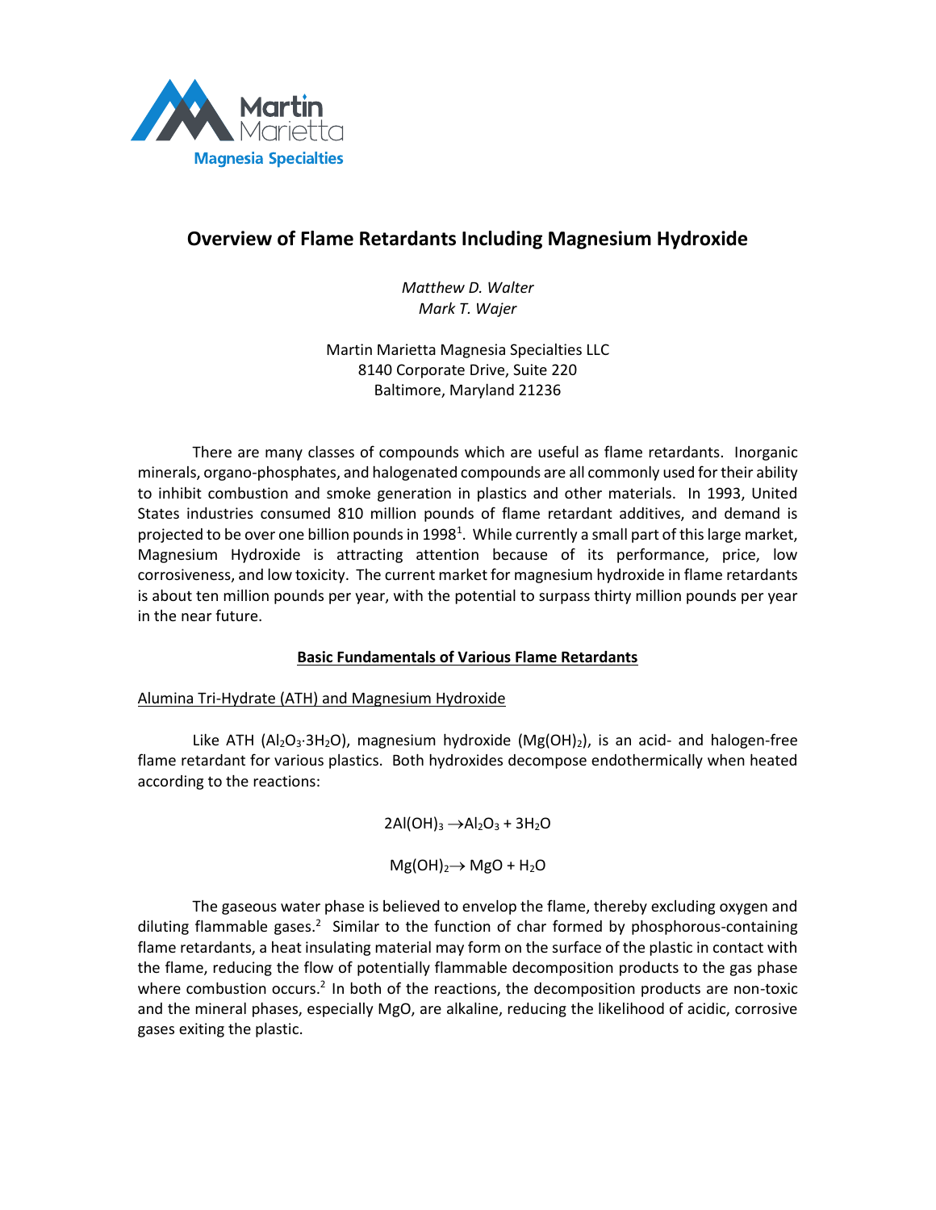Martin Marietta
Magnesia Specialties

# Overview of Flame Retardants Including Magnesium Hydroxide

*Matthew D. Walter*
*Mark T. Wajer*

Martin Marietta Magnesia Specialties LLC
8140 Corporate Drive, Suite 220
Baltimore, Maryland 21236

There are many classes of compounds which are useful as flame retardants. Inorganic minerals, organo-phosphates, and halogenated compounds are all commonly used for their ability to inhibit combustion and smoke generation in plastics and other materials. In 1993, United States industries consumed 810 million pounds of flame retardant additives, and demand is projected to be over one billion pounds in 1998[1]. While currently a small part of this large market, Magnesium Hydroxide is attracting attention because of its performance, price, low corrosiveness, and low toxicity. The current market for magnesium hydroxide in flame retardants is about ten million pounds per year, with the potential to surpass thirty million pounds per year in the near future.

## Basic Fundamentals of Various Flame Retardants

### Alumina Tri-Hydrate (ATH) and Magnesium Hydroxide

Like ATH ($Al_2O_3{\cdot}3H_2O$), magnesium hydroxide ($Mg(OH)_2$), is an acid- and halogen-free flame retardant for various plastics. Both hydroxides decompose endothermically when heated according to the reactions:

$$2Al(OH)_3 \rightarrow Al_2O_3 + 3H_2O$$

$$Mg(OH)_2 \rightarrow MgO + H_2O$$

The gaseous water phase is believed to envelop the flame, thereby excluding oxygen and diluting flammable gases.[2] Similar to the function of char formed by phosphorous-containing flame retardants, a heat insulating material may form on the surface of the plastic in contact with the flame, reducing the flow of potentially flammable decomposition products to the gas phase where combustion occurs.[2] In both of the reactions, the decomposition products are non-toxic and the mineral phases, especially MgO, are alkaline, reducing the likelihood of acidic, corrosive gases exiting the plastic.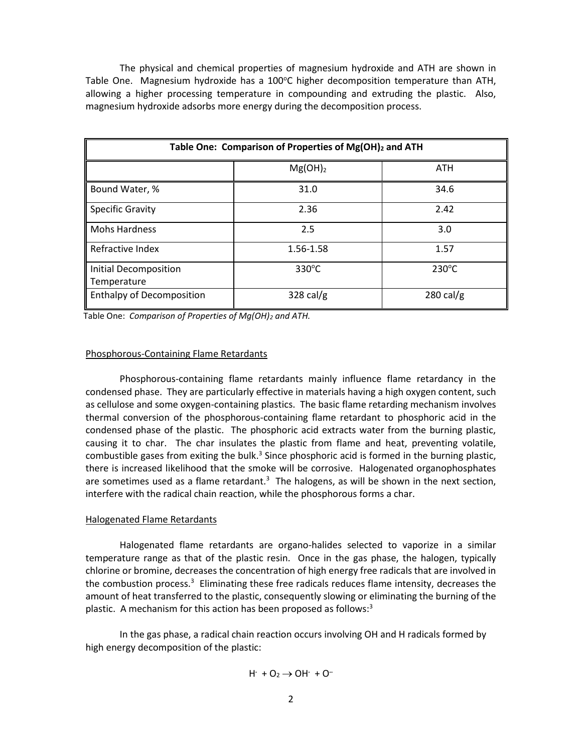The physical and chemical properties of magnesium hydroxide and ATH are shown in Table One. Magnesium hydroxide has a 100°C higher decomposition temperature than ATH, allowing a higher processing temperature in compounding and extruding the plastic. Also, magnesium hydroxide adsorbs more energy during the decomposition process.

| Table One: Comparison of Properties of $Mg(OH)_2$ and ATH | | |
|---|---|---|
| | $Mg(OH)_2$ | ATH |
| Bound Water, % | 31.0 | 34.6 |
| Specific Gravity | 2.36 | 2.42 |
| Mohs Hardness | 2.5 | 3.0 |
| Refractive Index | 1.56-1.58 | 1.57 |
| Initial Decomposition Temperature | 330°C | 230°C |
| Enthalpy of Decomposition | 328 cal/g | 280 cal/g |

Table One: *Comparison of Properties of $Mg(OH)_2$ and ATH.*

### Phosphorous-Containing Flame Retardants

Phosphorous-containing flame retardants mainly influence flame retardancy in the condensed phase. They are particularly effective in materials having a high oxygen content, such as cellulose and some oxygen-containing plastics. The basic flame retarding mechanism involves thermal conversion of the phosphorous-containing flame retardant to phosphoric acid in the condensed phase of the plastic. The phosphoric acid extracts water from the burning plastic, causing it to char. The char insulates the plastic from flame and heat, preventing volatile, combustible gases from exiting the bulk.[3] Since phosphoric acid is formed in the burning plastic, there is increased likelihood that the smoke will be corrosive. Halogenated organophosphates are sometimes used as a flame retardant.[3] The halogens, as will be shown in the next section, interfere with the radical chain reaction, while the phosphorous forms a char.

### Halogenated Flame Retardants

Halogenated flame retardants are organo-halides selected to vaporize in a similar temperature range as that of the plastic resin. Once in the gas phase, the halogen, typically chlorine or bromine, decreases the concentration of high energy free radicals that are involved in the combustion process.[3] Eliminating these free radicals reduces flame intensity, decreases the amount of heat transferred to the plastic, consequently slowing or eliminating the burning of the plastic. A mechanism for this action has been proposed as follows:[3]

In the gas phase, a radical chain reaction occurs involving OH and H radicals formed by high energy decomposition of the plastic:

$$H^{\cdot} + O_2 \rightarrow OH^{\cdot} + O^{\cdot\cdot}$$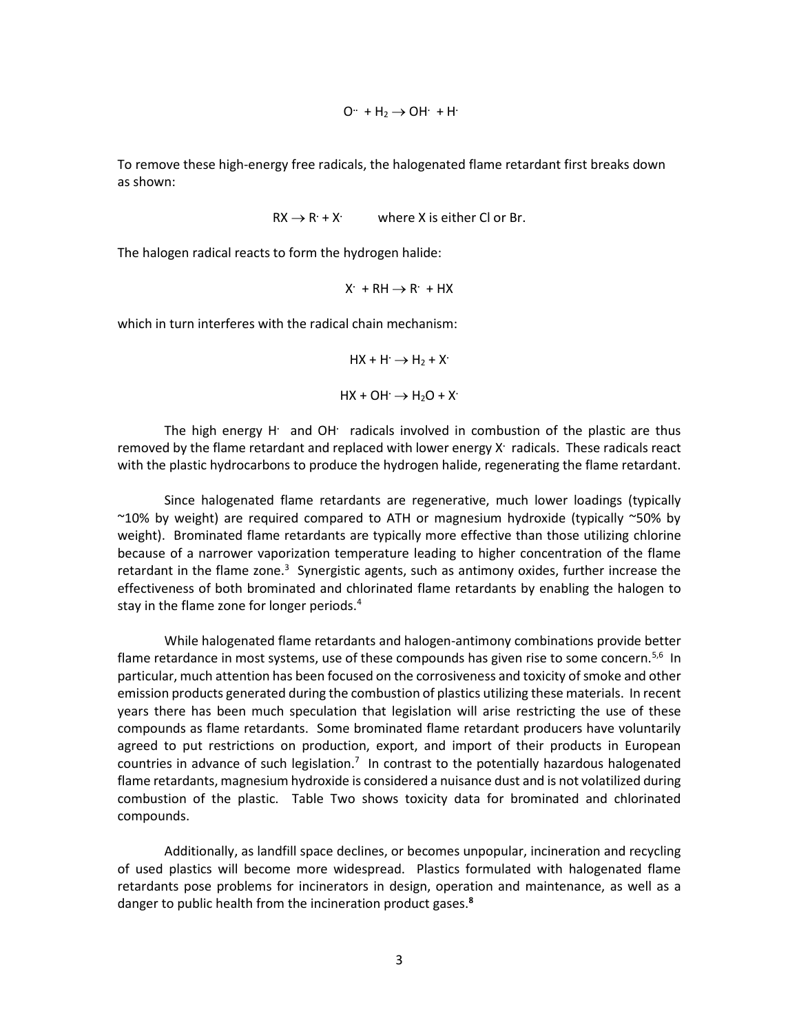$$O^{\cdot\cdot} + H_2 \rightarrow OH^{\cdot} + H^{\cdot}$$

To remove these high-energy free radicals, the halogenated flame retardant first breaks down as shown:

$$RX \rightarrow R^{\cdot} + X^{\cdot} \qquad \text{where X is either Cl or Br.}$$

The halogen radical reacts to form the hydrogen halide:

$$X^{\cdot} + RH \rightarrow R^{\cdot} + HX$$

which in turn interferes with the radical chain mechanism:

$$HX + H^{\cdot} \rightarrow H_2 + X^{\cdot}$$

$$HX + OH^{\cdot} \rightarrow H_2O + X^{\cdot}$$

The high energy $H^{\cdot}$ and $OH^{\cdot}$ radicals involved in combustion of the plastic are thus removed by the flame retardant and replaced with lower energy $X^{\cdot}$ radicals. These radicals react with the plastic hydrocarbons to produce the hydrogen halide, regenerating the flame retardant.

Since halogenated flame retardants are regenerative, much lower loadings (typically ~10% by weight) are required compared to ATH or magnesium hydroxide (typically ~50% by weight). Brominated flame retardants are typically more effective than those utilizing chlorine because of a narrower vaporization temperature leading to higher concentration of the flame retardant in the flame zone.[3] Synergistic agents, such as antimony oxides, further increase the effectiveness of both brominated and chlorinated flame retardants by enabling the halogen to stay in the flame zone for longer periods.[4]

While halogenated flame retardants and halogen-antimony combinations provide better flame retardance in most systems, use of these compounds has given rise to some concern.[5,6] In particular, much attention has been focused on the corrosiveness and toxicity of smoke and other emission products generated during the combustion of plastics utilizing these materials. In recent years there has been much speculation that legislation will arise restricting the use of these compounds as flame retardants. Some brominated flame retardant producers have voluntarily agreed to put restrictions on production, export, and import of their products in European countries in advance of such legislation.[7] In contrast to the potentially hazardous halogenated flame retardants, magnesium hydroxide is considered a nuisance dust and is not volatilized during combustion of the plastic. Table Two shows toxicity data for brominated and chlorinated compounds.

Additionally, as landfill space declines, or becomes unpopular, incineration and recycling of used plastics will become more widespread. Plastics formulated with halogenated flame retardants pose problems for incinerators in design, operation and maintenance, as well as a danger to public health from the incineration product gases.[8]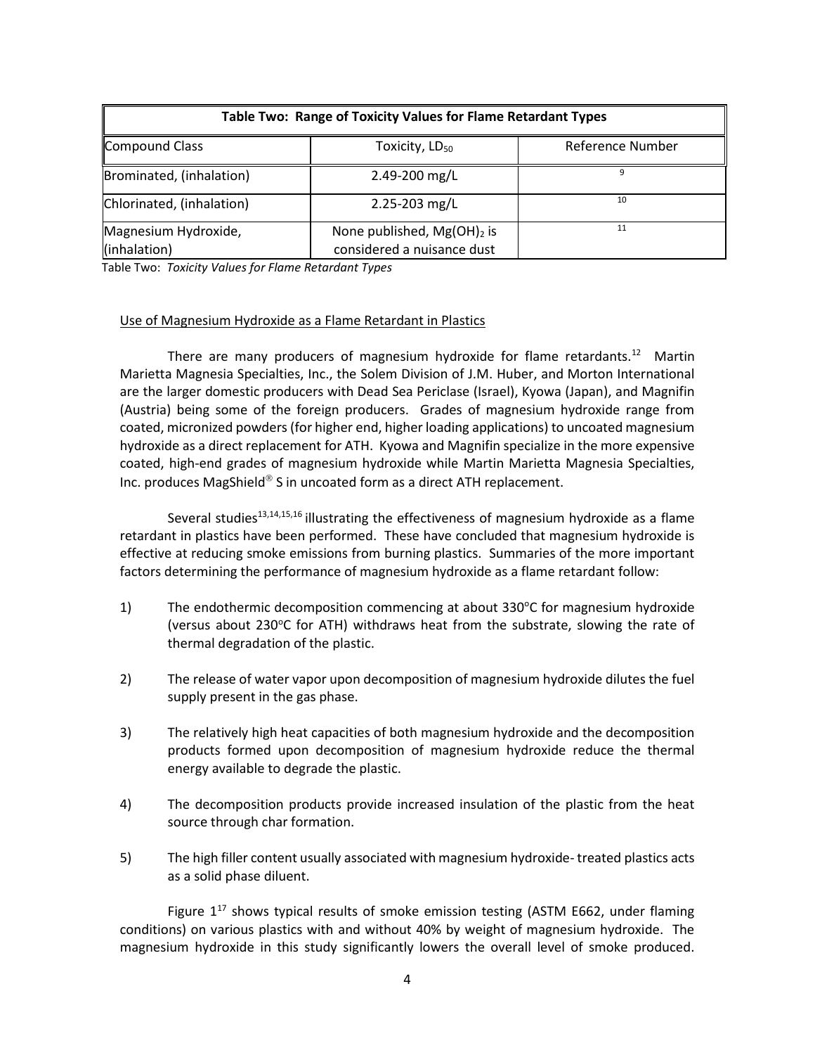| Table Two: Range of Toxicity Values for Flame Retardant Types | | |
|---|---|---|
| Compound Class | Toxicity, $LD_{50}$ | Reference Number |
| Brominated, (inhalation) | 2.49-200 mg/L | 9 |
| Chlorinated, (inhalation) | 2.25-203 mg/L | 10 |
| Magnesium Hydroxide, (inhalation) | None published, $Mg(OH)_2$ is considered a nuisance dust | 11 |

Table Two: *Toxicity Values for Flame Retardant Types*

Use of Magnesium Hydroxide as a Flame Retardant in Plastics

There are many producers of magnesium hydroxide for flame retardants.[12] Martin Marietta Magnesia Specialties, Inc., the Solem Division of J.M. Huber, and Morton International are the larger domestic producers with Dead Sea Periclase (Israel), Kyowa (Japan), and Magnifin (Austria) being some of the foreign producers. Grades of magnesium hydroxide range from coated, micronized powders (for higher end, higher loading applications) to uncoated magnesium hydroxide as a direct replacement for ATH. Kyowa and Magnifin specialize in the more expensive coated, high-end grades of magnesium hydroxide while Martin Marietta Magnesia Specialties, Inc. produces MagShield® S in uncoated form as a direct ATH replacement.

Several studies[13,14,15,16] illustrating the effectiveness of magnesium hydroxide as a flame retardant in plastics have been performed. These have concluded that magnesium hydroxide is effective at reducing smoke emissions from burning plastics. Summaries of the more important factors determining the performance of magnesium hydroxide as a flame retardant follow:

1) The endothermic decomposition commencing at about 330°C for magnesium hydroxide (versus about 230°C for ATH) withdraws heat from the substrate, slowing the rate of thermal degradation of the plastic.

2) The release of water vapor upon decomposition of magnesium hydroxide dilutes the fuel supply present in the gas phase.

3) The relatively high heat capacities of both magnesium hydroxide and the decomposition products formed upon decomposition of magnesium hydroxide reduce the thermal energy available to degrade the plastic.

4) The decomposition products provide increased insulation of the plastic from the heat source through char formation.

5) The high filler content usually associated with magnesium hydroxide- treated plastics acts as a solid phase diluent.

Figure 1[17] shows typical results of smoke emission testing (ASTM E662, under flaming conditions) on various plastics with and without 40% by weight of magnesium hydroxide. The magnesium hydroxide in this study significantly lowers the overall level of smoke produced.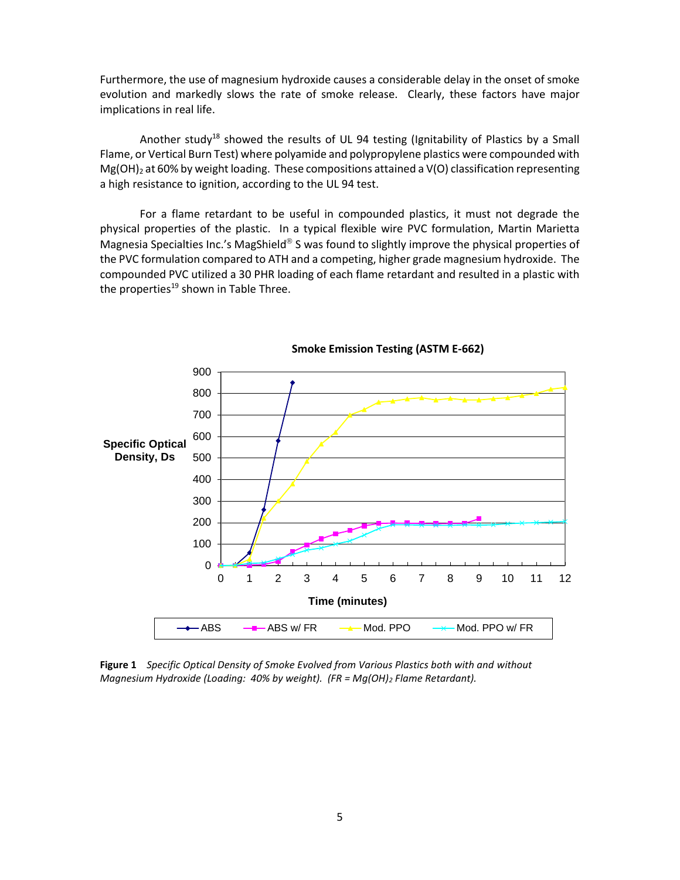Furthermore, the use of magnesium hydroxide causes a considerable delay in the onset of smoke evolution and markedly slows the rate of smoke release. Clearly, these factors have major implications in real life.

Another study[18] showed the results of UL 94 testing (Ignitability of Plastics by a Small Flame, or Vertical Burn Test) where polyamide and polypropylene plastics were compounded with $Mg(OH)_2$ at 60% by weight loading. These compositions attained a V(O) classification representing a high resistance to ignition, according to the UL 94 test.

For a flame retardant to be useful in compounded plastics, it must not degrade the physical properties of the plastic. In a typical flexible wire PVC formulation, Martin Marietta Magnesia Specialties Inc.'s MagShield® S was found to slightly improve the physical properties of the PVC formulation compared to ATH and a competing, higher grade magnesium hydroxide. The compounded PVC utilized a 30 PHR loading of each flame retardant and resulted in a plastic with the properties[19] shown in Table Three.

**Smoke Emission Testing (ASTM E-662)**

**Figure 1** *Specific Optical Density of Smoke Evolved from Various Plastics both with and without Magnesium Hydroxide (Loading: 40% by weight). (FR = $Mg(OH)_2$ Flame Retardant).*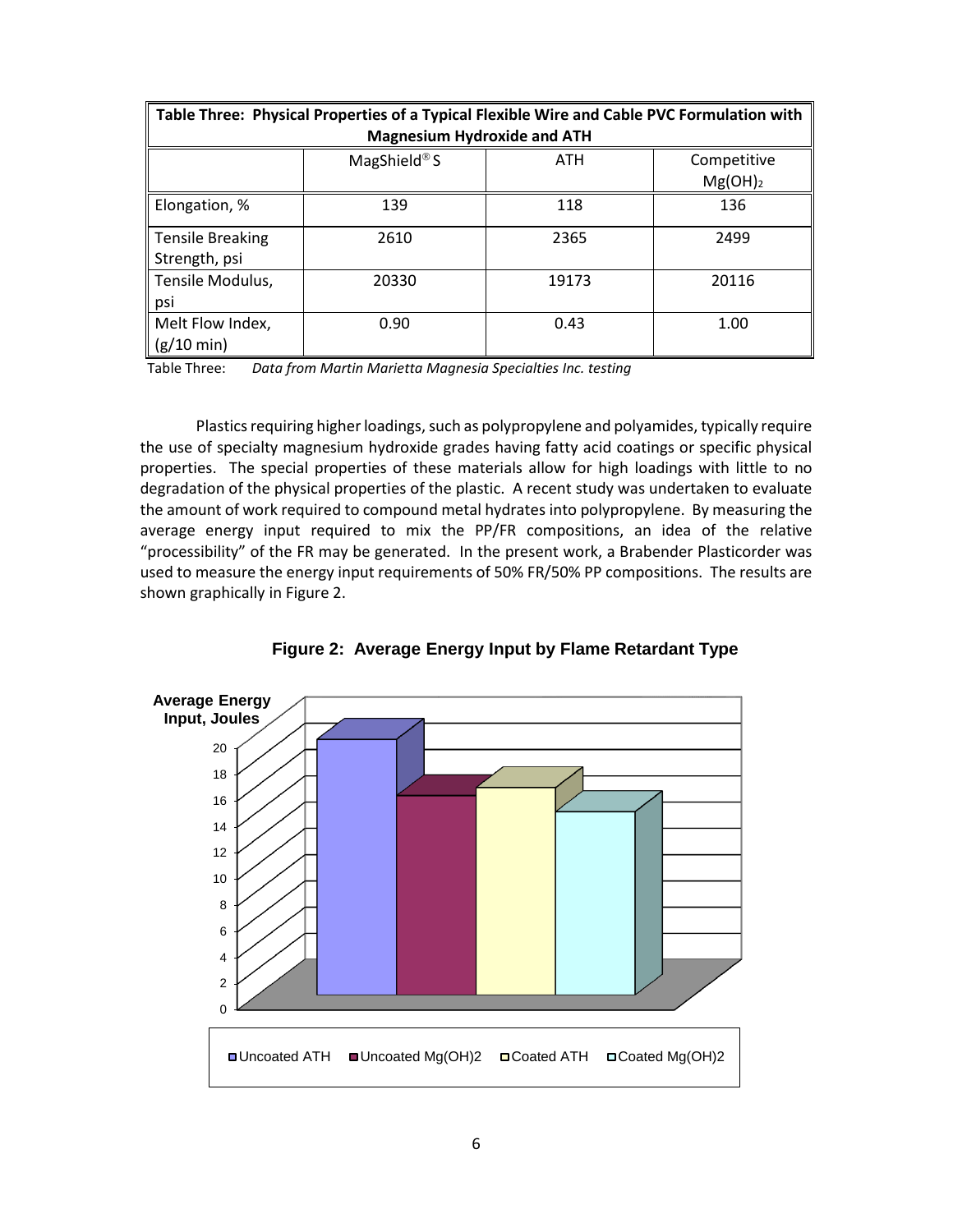| Table Three: Physical Properties of a Typical Flexible Wire and Cable PVC Formulation with Magnesium Hydroxide and ATH | | | |
|---|---|---|---|
| | MagShield® S | ATH | Competitive $Mg(OH)_2$ |
| Elongation, % | 139 | 118 | 136 |
| Tensile Breaking Strength, psi | 2610 | 2365 | 2499 |
| Tensile Modulus, psi | 20330 | 19173 | 20116 |
| Melt Flow Index, (g/10 min) | 0.90 | 0.43 | 1.00 |

Table Three: *Data from Martin Marietta Magnesia Specialties Inc. testing*

Plastics requiring higher loadings, such as polypropylene and polyamides, typically require the use of specialty magnesium hydroxide grades having fatty acid coatings or specific physical properties. The special properties of these materials allow for high loadings with little to no degradation of the physical properties of the plastic. A recent study was undertaken to evaluate the amount of work required to compound metal hydrates into polypropylene. By measuring the average energy input required to mix the PP/FR compositions, an idea of the relative "processibility" of the FR may be generated. In the present work, a Brabender Plasticorder was used to measure the energy input requirements of 50% FR/50% PP compositions. The results are shown graphically in Figure 2.

**Figure 2: Average Energy Input by Flame Retardant Type**

Average Energy Input, Joules

Uncoated ATH, Uncoated Mg(OH)2, Coated ATH, Coated Mg(OH)2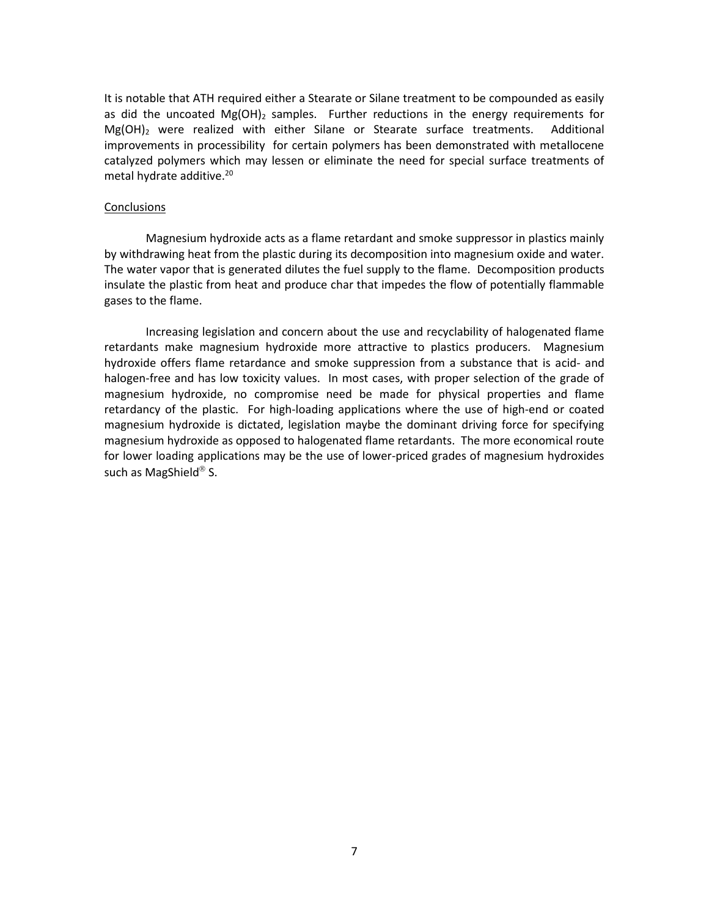It is notable that ATH required either a Stearate or Silane treatment to be compounded as easily as did the uncoated $Mg(OH)_2$ samples. Further reductions in the energy requirements for $Mg(OH)_2$ were realized with either Silane or Stearate surface treatments. Additional improvements in processibility for certain polymers has been demonstrated with metallocene catalyzed polymers which may lessen or eliminate the need for special surface treatments of metal hydrate additive.[20]

## Conclusions

Magnesium hydroxide acts as a flame retardant and smoke suppressor in plastics mainly by withdrawing heat from the plastic during its decomposition into magnesium oxide and water. The water vapor that is generated dilutes the fuel supply to the flame. Decomposition products insulate the plastic from heat and produce char that impedes the flow of potentially flammable gases to the flame.

Increasing legislation and concern about the use and recyclability of halogenated flame retardants make magnesium hydroxide more attractive to plastics producers. Magnesium hydroxide offers flame retardance and smoke suppression from a substance that is acid- and halogen-free and has low toxicity values. In most cases, with proper selection of the grade of magnesium hydroxide, no compromise need be made for physical properties and flame retardancy of the plastic. For high-loading applications where the use of high-end or coated magnesium hydroxide is dictated, legislation maybe the dominant driving force for specifying magnesium hydroxide as opposed to halogenated flame retardants. The more economical route for lower loading applications may be the use of lower-priced grades of magnesium hydroxides such as MagShield® S.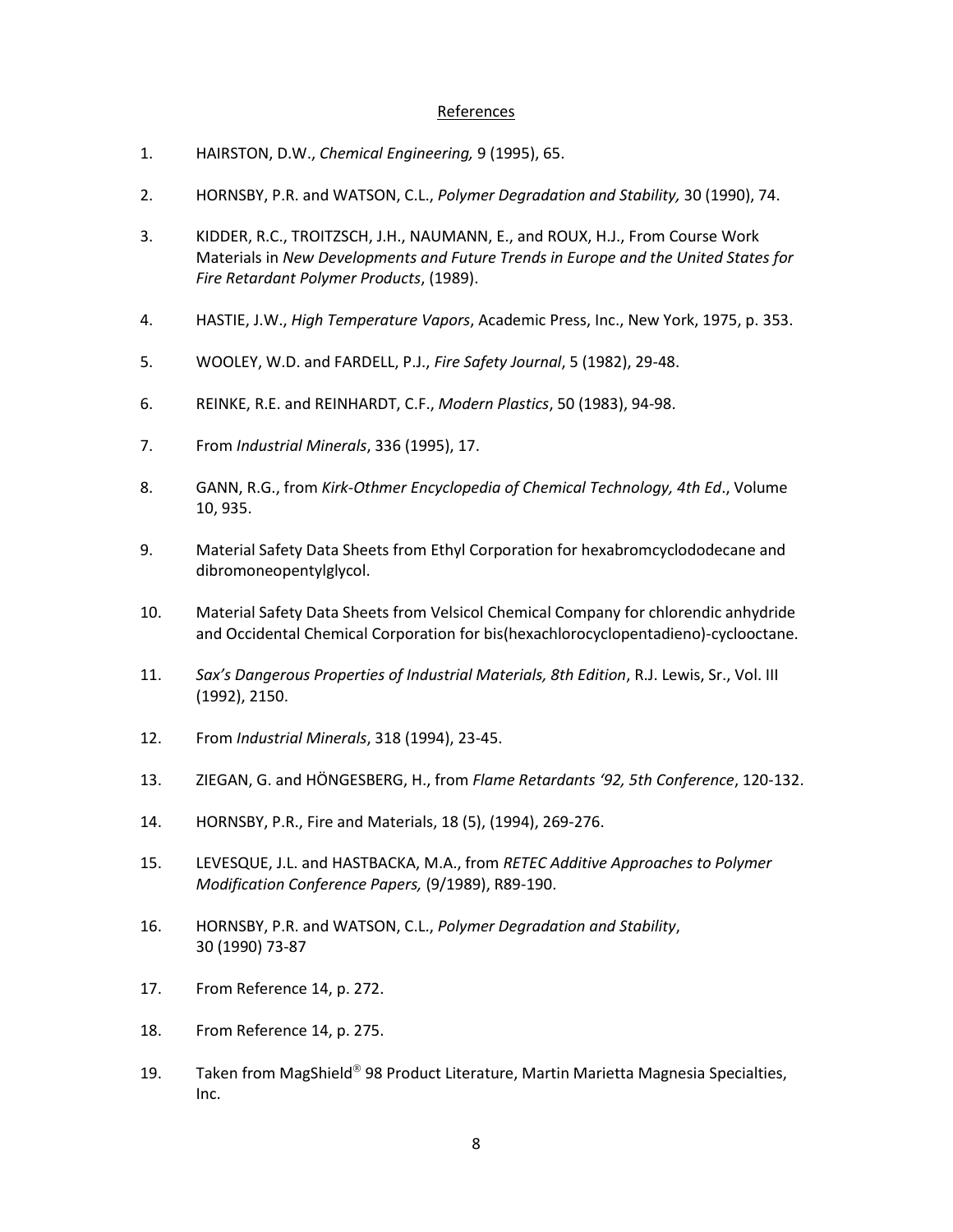## References

1. HAIRSTON, D.W., *Chemical Engineering,* 9 (1995), 65.

2. HORNSBY, P.R. and WATSON, C.L., *Polymer Degradation and Stability,* 30 (1990), 74.

3. KIDDER, R.C., TROITZSCH, J.H., NAUMANN, E., and ROUX, H.J., From Course Work Materials in *New Developments and Future Trends in Europe and the United States for Fire Retardant Polymer Products*, (1989).

4. HASTIE, J.W., *High Temperature Vapors*, Academic Press, Inc., New York, 1975, p. 353.

5. WOOLEY, W.D. and FARDELL, P.J., *Fire Safety Journal*, 5 (1982), 29-48.

6. REINKE, R.E. and REINHARDT, C.F., *Modern Plastics*, 50 (1983), 94-98.

7. From *Industrial Minerals*, 336 (1995), 17.

8. GANN, R.G., from *Kirk-Othmer Encyclopedia of Chemical Technology, 4th Ed*., Volume 10, 935.

9. Material Safety Data Sheets from Ethyl Corporation for hexabromcyclododecane and dibromoneopentylglycol.

10. Material Safety Data Sheets from Velsicol Chemical Company for chlorendic anhydride and Occidental Chemical Corporation for bis(hexachlorocyclopentadieno)-cyclooctane.

11. *Sax's Dangerous Properties of Industrial Materials, 8th Edition*, R.J. Lewis, Sr., Vol. III (1992), 2150.

12. From *Industrial Minerals*, 318 (1994), 23-45.

13. ZIEGAN, G. and HÖNGESBERG, H., from *Flame Retardants '92, 5th Conference*, 120-132.

14. HORNSBY, P.R., Fire and Materials, 18 (5), (1994), 269-276.

15. LEVESQUE, J.L. and HASTBACKA, M.A., from *RETEC Additive Approaches to Polymer Modification Conference Papers,* (9/1989), R89-190.

16. HORNSBY, P.R. and WATSON, C.L., *Polymer Degradation and Stability*, 30 (1990) 73-87

17. From Reference 14, p. 272.

18. From Reference 14, p. 275.

19. Taken from MagShield® 98 Product Literature, Martin Marietta Magnesia Specialties, Inc.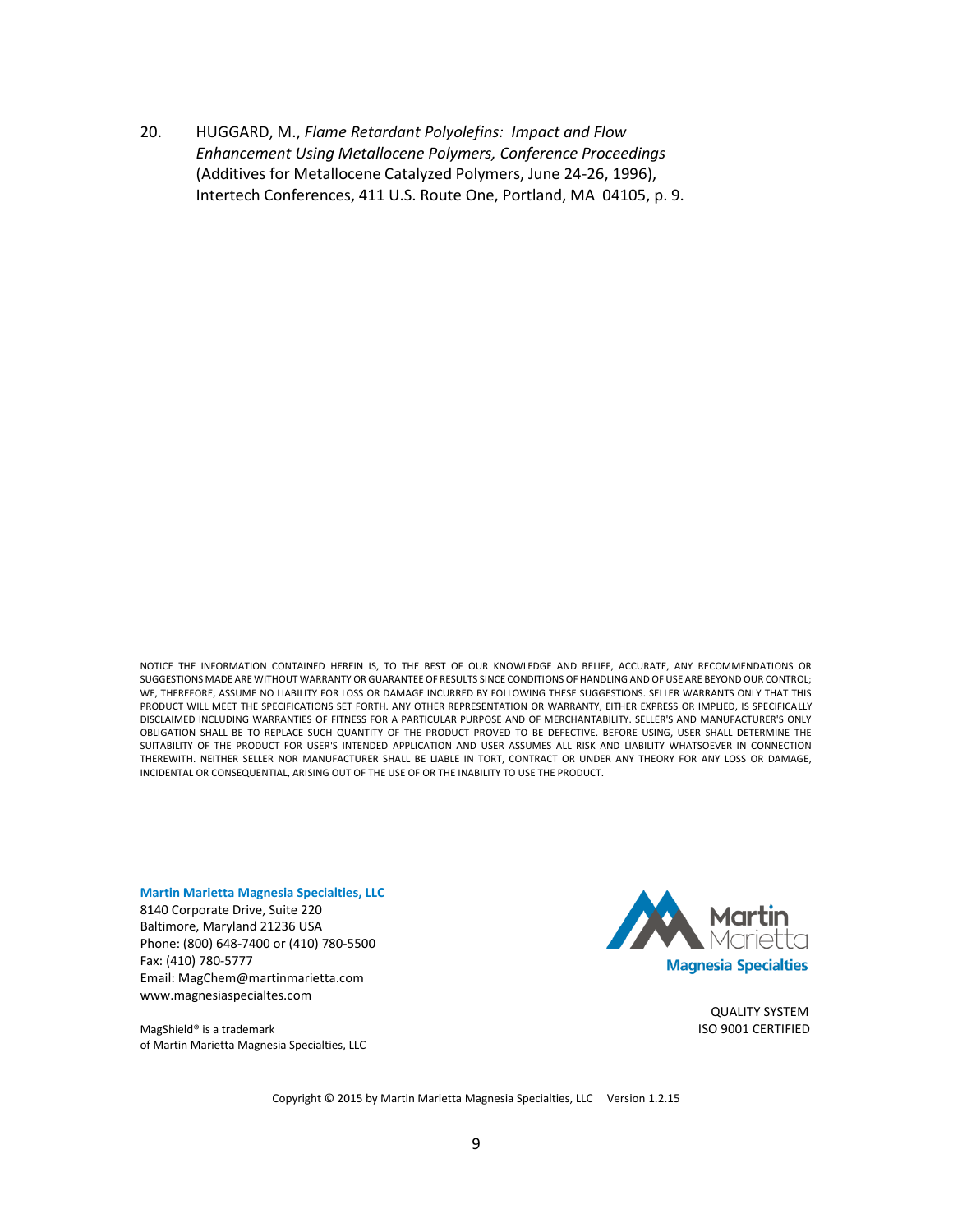20. HUGGARD, M., *Flame Retardant Polyolefins: Impact and Flow Enhancement Using Metallocene Polymers, Conference Proceedings* (Additives for Metallocene Catalyzed Polymers, June 24-26, 1996), Intertech Conferences, 411 U.S. Route One, Portland, MA 04105, p. 9.

NOTICE THE INFORMATION CONTAINED HEREIN IS, TO THE BEST OF OUR KNOWLEDGE AND BELIEF, ACCURATE, ANY RECOMMENDATIONS OR SUGGESTIONS MADE ARE WITHOUT WARRANTY OR GUARANTEE OF RESULTS SINCE CONDITIONS OF HANDLING AND OF USE ARE BEYOND OUR CONTROL; WE, THEREFORE, ASSUME NO LIABILITY FOR LOSS OR DAMAGE INCURRED BY FOLLOWING THESE SUGGESTIONS. SELLER WARRANTS ONLY THAT THIS PRODUCT WILL MEET THE SPECIFICATIONS SET FORTH. ANY OTHER REPRESENTATION OR WARRANTY, EITHER EXPRESS OR IMPLIED, IS SPECIFICALLY DISCLAIMED INCLUDING WARRANTIES OF FITNESS FOR A PARTICULAR PURPOSE AND OF MERCHANTABILITY. SELLER'S AND MANUFACTURER'S ONLY OBLIGATION SHALL BE TO REPLACE SUCH QUANTITY OF THE PRODUCT PROVED TO BE DEFECTIVE. BEFORE USING, USER SHALL DETERMINE THE SUITABILITY OF THE PRODUCT FOR USER'S INTENDED APPLICATION AND USER ASSUMES ALL RISK AND LIABILITY WHATSOEVER IN CONNECTION THEREWITH. NEITHER SELLER NOR MANUFACTURER SHALL BE LIABLE IN TORT, CONTRACT OR UNDER ANY THEORY FOR ANY LOSS OR DAMAGE, INCIDENTAL OR CONSEQUENTIAL, ARISING OUT OF THE USE OF OR THE INABILITY TO USE THE PRODUCT.

**Martin Marietta Magnesia Specialties, LLC**
8140 Corporate Drive, Suite 220
Baltimore, Maryland 21236 USA
Phone: (800) 648-7400 or (410) 780-5500
Fax: (410) 780-5777
Email: MagChem@martinmarietta.com
www.magnesiaspecialtes.com

Martin Marietta
Magnesia Specialties

MagShield® is a trademark
of Martin Marietta Magnesia Specialties, LLC

QUALITY SYSTEM
ISO 9001 CERTIFIED

Copyright © 2015 by Martin Marietta Magnesia Specialties, LLC Version 1.2.15